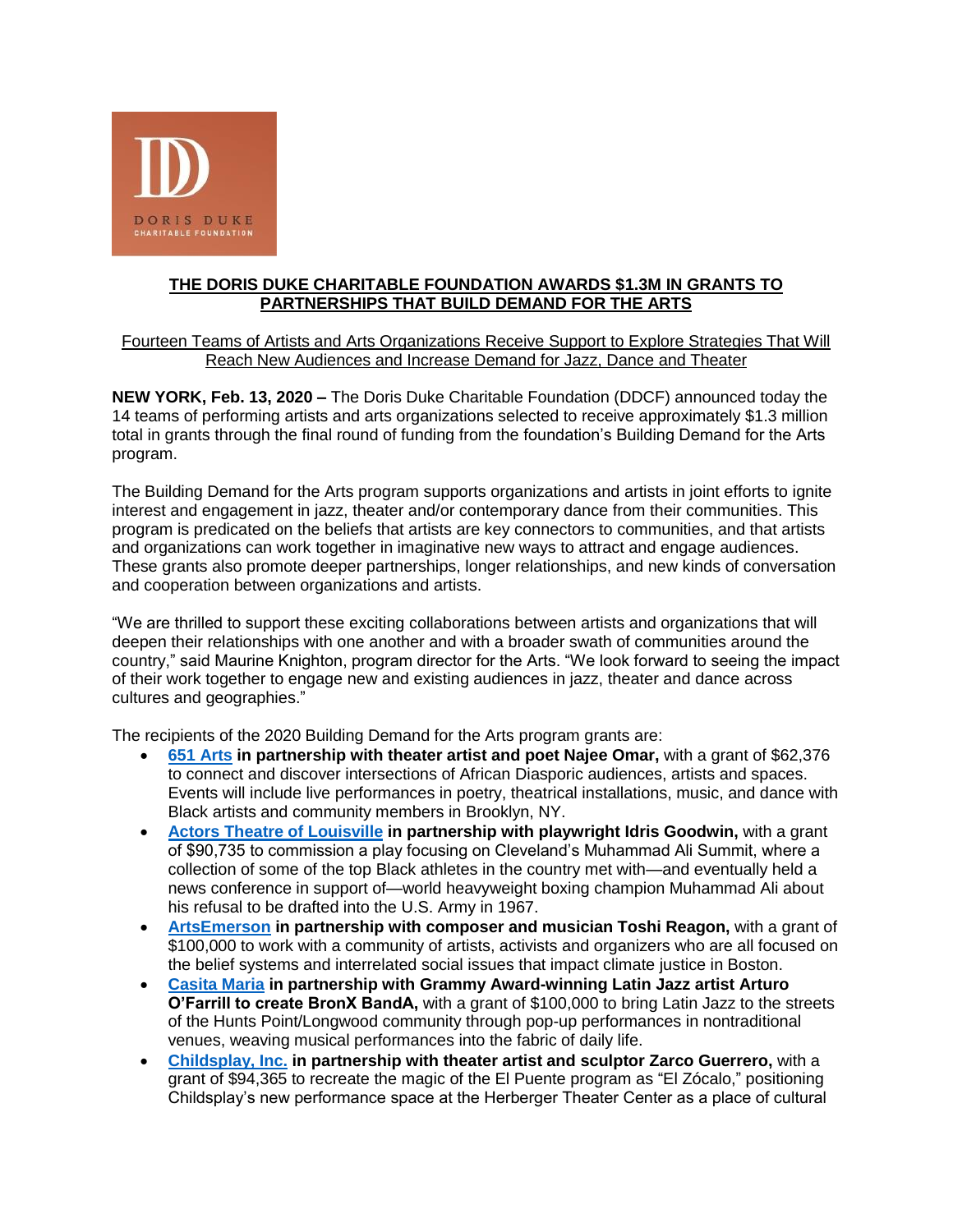# THE DORIS DUKE CHARITABLE FOUNDATION AWARDS $1.3M IN GRANTS TO PARTNERSHIPS THAT BUILD DEMAND FOR THE ARTS

## Fourteen Teams of Artists and Arts Organizations Receive Support to Explore Strategies That Will Reach New Audiences and Increase Demand for Jazz, Dance and Theater

**NEW YORK, Feb. 13, 2020 –** The Doris Duke Charitable Foundation (DDCF) announced today the 14 teams of performing artists and arts organizations selected to receive approximately $1.3 million total in grants through the final round of funding from the foundation's Building Demand for the Arts program.

The Building Demand for the Arts program supports organizations and artists in joint efforts to ignite interest and engagement in jazz, theater and/or contemporary dance from their communities. This program is predicated on the beliefs that artists are key connectors to communities, and that artists and organizations can work together in imaginative new ways to attract and engage audiences. These grants also promote deeper partnerships, longer relationships, and new kinds of conversation and cooperation between organizations and artists.

"We are thrilled to support these exciting collaborations between artists and organizations that will deepen their relationships with one another and with a broader swath of communities around the country," said Maurine Knighton, program director for the Arts. "We look forward to seeing the impact of their work together to engage new and existing audiences in jazz, theater and dance across cultures and geographies."

The recipients of the 2020 Building Demand for the Arts program grants are:

- **651 Arts in partnership with theater artist and poet Najee Omar,** with a grant of $62,376 to connect and discover intersections of African Diasporic audiences, artists and spaces. Events will include live performances in poetry, theatrical installations, music, and dance with Black artists and community members in Brooklyn, NY.
- **Actors Theatre of Louisville in partnership with playwright Idris Goodwin,** with a grant of $90,735 to commission a play focusing on Cleveland's Muhammad Ali Summit, where a collection of some of the top Black athletes in the country met with—and eventually held a news conference in support of—world heavyweight boxing champion Muhammad Ali about his refusal to be drafted into the U.S. Army in 1967.
- **ArtsEmerson in partnership with composer and musician Toshi Reagon,** with a grant of $100,000 to work with a community of artists, activists and organizers who are all focused on the belief systems and interrelated social issues that impact climate justice in Boston.
- **Casita Maria in partnership with Grammy Award-winning Latin Jazz artist Arturo O'Farrill to create BronX BandA,** with a grant of $100,000 to bring Latin Jazz to the streets of the Hunts Point/Longwood community through pop-up performances in nontraditional venues, weaving musical performances into the fabric of daily life.
- **Childsplay, Inc. in partnership with theater artist and sculptor Zarco Guerrero,** with a grant of $94,365 to recreate the magic of the El Puente program as "El Zócalo," positioning Childsplay's new performance space at the Herberger Theater Center as a place of cultural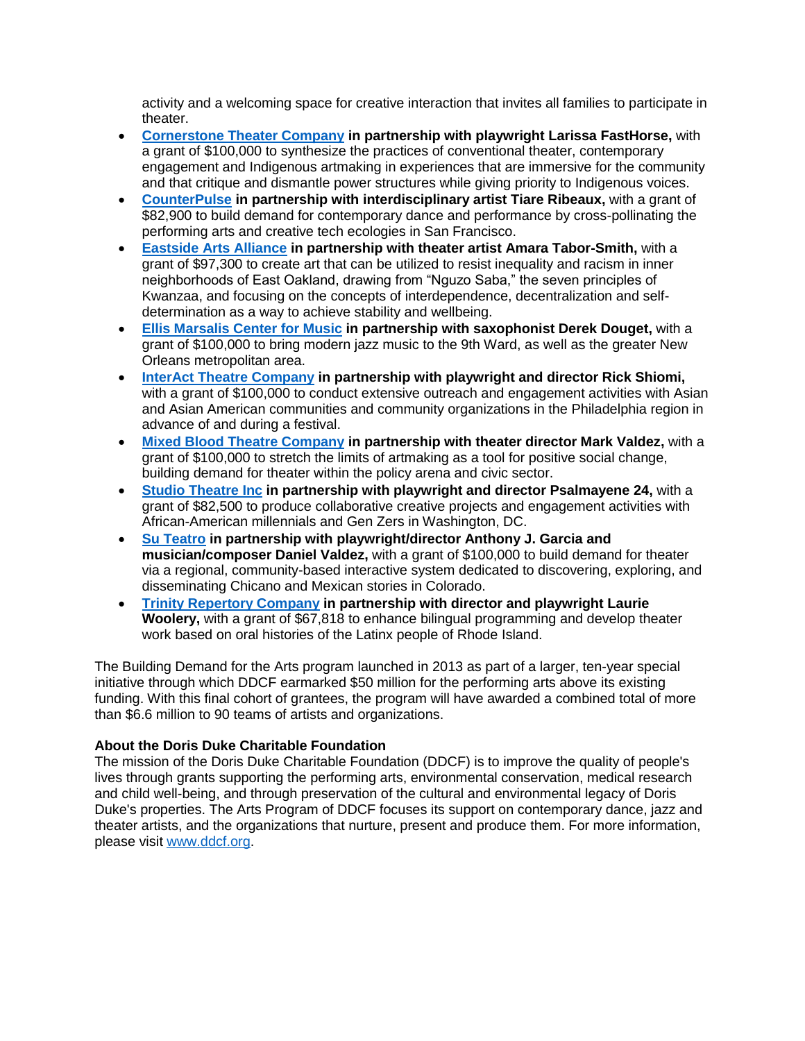activity and a welcoming space for creative interaction that invites all families to participate in theater.

- **[Cornerstone Theater Company](https://www.ddcf.org) in partnership with playwright Larissa FastHorse,** with a grant of $100,000 to synthesize the practices of conventional theater, contemporary engagement and Indigenous artmaking in experiences that are immersive for the community and that critique and dismantle power structures while giving priority to Indigenous voices.
- **CounterPulse in partnership with interdisciplinary artist Tiare Ribeaux,** with a grant of $82,900 to build demand for contemporary dance and performance by cross-pollinating the performing arts and creative tech ecologies in San Francisco.
- **Eastside Arts Alliance in partnership with theater artist Amara Tabor-Smith,** with a grant of $97,300 to create art that can be utilized to resist inequality and racism in inner neighborhoods of East Oakland, drawing from "Nguzo Saba," the seven principles of Kwanzaa, and focusing on the concepts of interdependence, decentralization and self-determination as a way to achieve stability and wellbeing.
- **Ellis Marsalis Center for Music in partnership with saxophonist Derek Douget,** with a grant of $100,000 to bring modern jazz music to the 9th Ward, as well as the greater New Orleans metropolitan area.
- **InterAct Theatre Company in partnership with playwright and director Rick Shiomi,** with a grant of $100,000 to conduct extensive outreach and engagement activities with Asian and Asian American communities and community organizations in the Philadelphia region in advance of and during a festival.
- **Mixed Blood Theatre Company in partnership with theater director Mark Valdez,** with a grant of $100,000 to stretch the limits of artmaking as a tool for positive social change, building demand for theater within the policy arena and civic sector.
- **Studio Theatre Inc in partnership with playwright and director Psalmayene 24,** with a grant of $82,500 to produce collaborative creative projects and engagement activities with African-American millennials and Gen Zers in Washington, DC.
- **Su Teatro in partnership with playwright/director Anthony J. Garcia and musician/composer Daniel Valdez,** with a grant of $100,000 to build demand for theater via a regional, community-based interactive system dedicated to discovering, exploring, and disseminating Chicano and Mexican stories in Colorado.
- **Trinity Repertory Company in partnership with director and playwright Laurie Woolery,** with a grant of $67,818 to enhance bilingual programming and develop theater work based on oral histories of the Latinx people of Rhode Island.

The Building Demand for the Arts program launched in 2013 as part of a larger, ten-year special initiative through which DDCF earmarked $50 million for the performing arts above its existing funding. With this final cohort of grantees, the program will have awarded a combined total of more than $6.6 million to 90 teams of artists and organizations.

**About the Doris Duke Charitable Foundation**

The mission of the Doris Duke Charitable Foundation (DDCF) is to improve the quality of people's lives through grants supporting the performing arts, environmental conservation, medical research and child well-being, and through preservation of the cultural and environmental legacy of Doris Duke's properties. The Arts Program of DDCF focuses its support on contemporary dance, jazz and theater artists, and the organizations that nurture, present and produce them. For more information, please visit www.ddcf.org.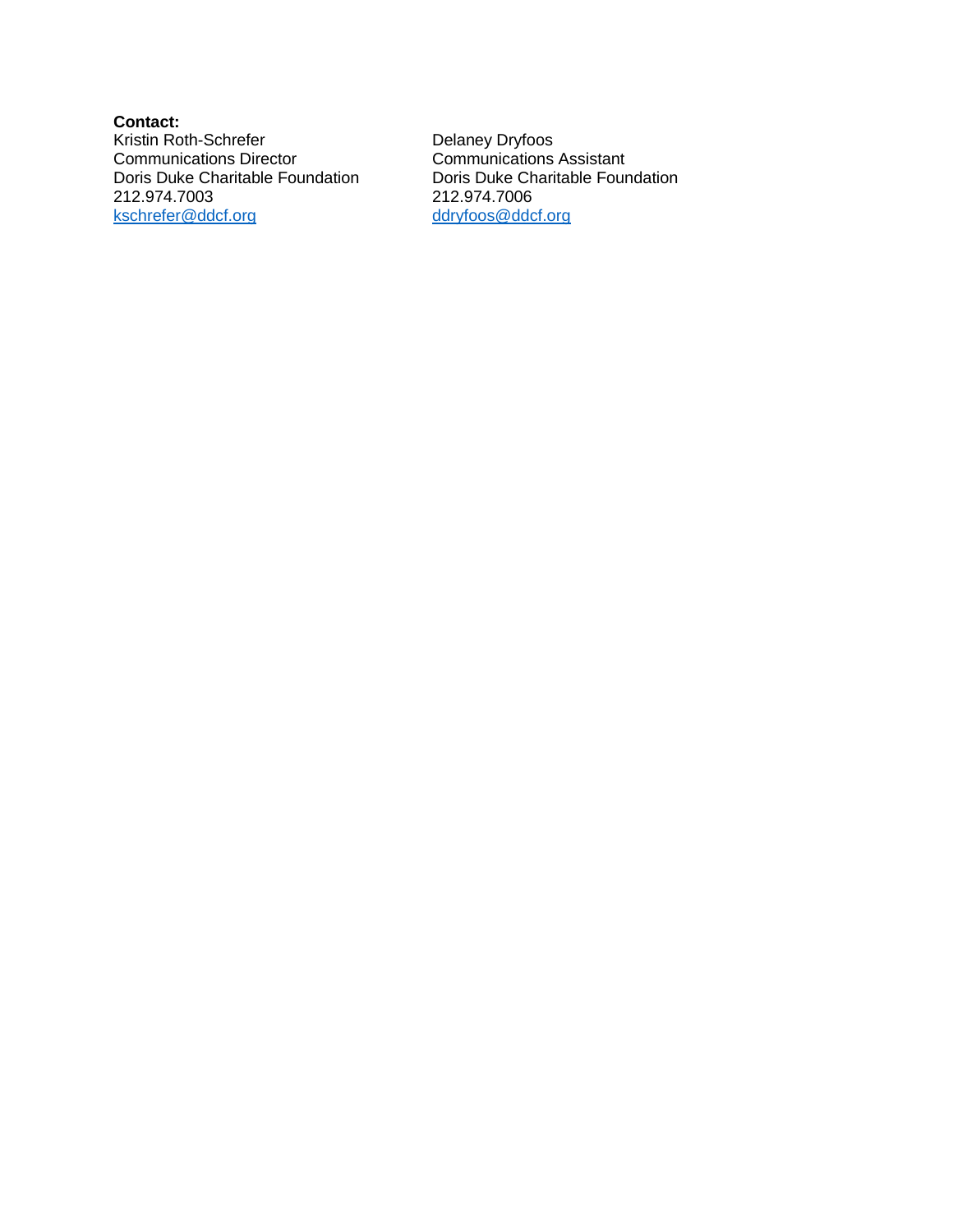**Contact:**

Kristin Roth-Schrefer
Communications Director
Doris Duke Charitable Foundation
212.974.7003
kschrefer@ddcf.org

Delaney Dryfoos
Communications Assistant
Doris Duke Charitable Foundation
212.974.7006
ddryfoos@ddcf.org